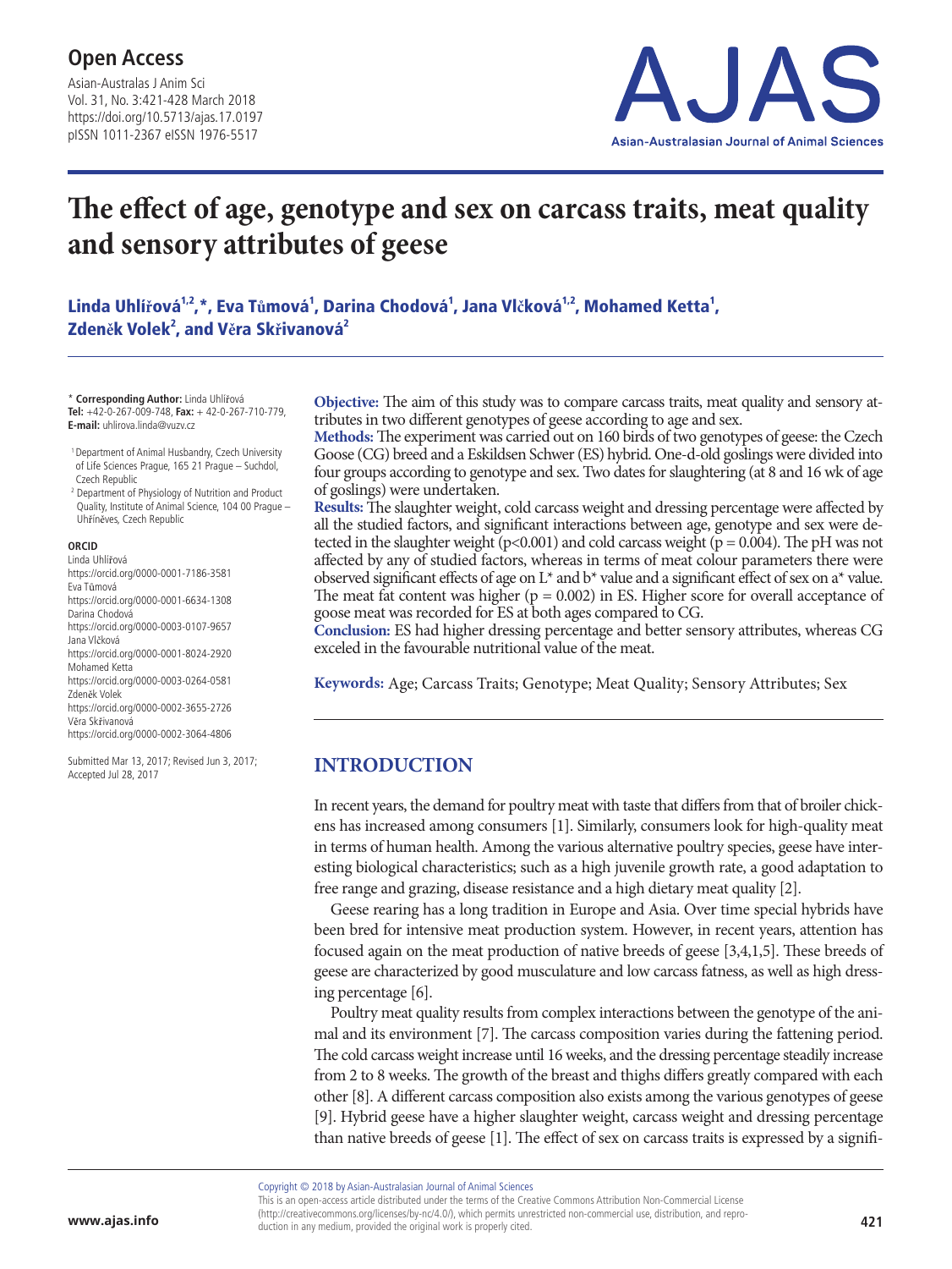# The effect of age, genotype and sex on carcass traits, meat quality and sensory attributes of geese

**Linda Uhlířová[1,2,*], Eva Tůmová[1], Darina Chodová[1], Jana Vlčková[1,2], Mohamed Ketta[1], Zdeněk Volek[2], and Věra Skřivanová[2]**

\* **Corresponding Author:** Linda Uhlířová
**Tel:** +42-0-267-009-748, **Fax:** + 42-0-267-710-779,
**E-mail:** uhlirova.linda@vuzv.cz

[1] Department of Animal Husbandry, Czech University of Life Sciences Prague, 165 21 Prague – Suchdol, Czech Republic

[2] Department of Physiology of Nutrition and Product Quality, Institute of Animal Science, 104 00 Prague – Uhříněves, Czech Republic

**ORCID**
Linda Uhlířová
https://orcid.org/0000-0001-7186-3581
Eva Tůmová
https://orcid.org/0000-0001-6634-1308
Darina Chodová
https://orcid.org/0000-0003-0107-9657
Jana Vlčková
https://orcid.org/0000-0001-8024-2920
Mohamed Ketta
https://orcid.org/0000-0003-0264-0581
Zdeněk Volek
https://orcid.org/0000-0002-3655-2726
Věra Skřivanová
https://orcid.org/0000-0002-3064-4806

Submitted Mar 13, 2017; Revised Jun 3, 2017; Accepted Jul 28, 2017

**Objective:** The aim of this study was to compare carcass traits, meat quality and sensory attributes in two different genotypes of geese according to age and sex.
**Methods:** The experiment was carried out on 160 birds of two genotypes of geese: the Czech Goose (CG) breed and a Eskildsen Schwer (ES) hybrid. One-d-old goslings were divided into four groups according to genotype and sex. Two dates for slaughtering (at 8 and 16 wk of age of goslings) were undertaken.
**Results:** The slaughter weight, cold carcass weight and dressing percentage were affected by all the studied factors, and significant interactions between age, genotype and sex were detected in the slaughter weight ($p<0.001$) and cold carcass weight ($p = 0.004$). The pH was not affected by any of studied factors, whereas in terms of meat colour parameters there were observed significant effects of age on L* and b* value and a significant effect of sex on a* value. The meat fat content was higher ($p = 0.002$) in ES. Higher score for overall acceptance of goose meat was recorded for ES at both ages compared to CG.
**Conclusion:** ES had higher dressing percentage and better sensory attributes, whereas CG exceled in the favourable nutritional value of the meat.

**Keywords:** Age; Carcass Traits; Genotype; Meat Quality; Sensory Attributes; Sex

## INTRODUCTION

In recent years, the demand for poultry meat with taste that differs from that of broiler chickens has increased among consumers [1]. Similarly, consumers look for high-quality meat in terms of human health. Among the various alternative poultry species, geese have interesting biological characteristics; such as a high juvenile growth rate, a good adaptation to free range and grazing, disease resistance and a high dietary meat quality [2].

Geese rearing has a long tradition in Europe and Asia. Over time special hybrids have been bred for intensive meat production system. However, in recent years, attention has focused again on the meat production of native breeds of geese [3,4,1,5]. These breeds of geese are characterized by good musculature and low carcass fatness, as well as high dressing percentage [6].

Poultry meat quality results from complex interactions between the genotype of the animal and its environment [7]. The carcass composition varies during the fattening period. The cold carcass weight increase until 16 weeks, and the dressing percentage steadily increase from 2 to 8 weeks. The growth of the breast and thighs differs greatly compared with each other [8]. A different carcass composition also exists among the various genotypes of geese [9]. Hybrid geese have a higher slaughter weight, carcass weight and dressing percentage than native breeds of geese [1]. The effect of sex on carcass traits is expressed by a signifi-

Copyright © 2018 by Asian-Australasian Journal of Animal Sciences
This is an open-access article distributed under the terms of the Creative Commons Attribution Non-Commercial License (http://creativecommons.org/licenses/by-nc/4.0/), which permits unrestricted non-commercial use, distribution, and reproduction in any medium, provided the original work is properly cited.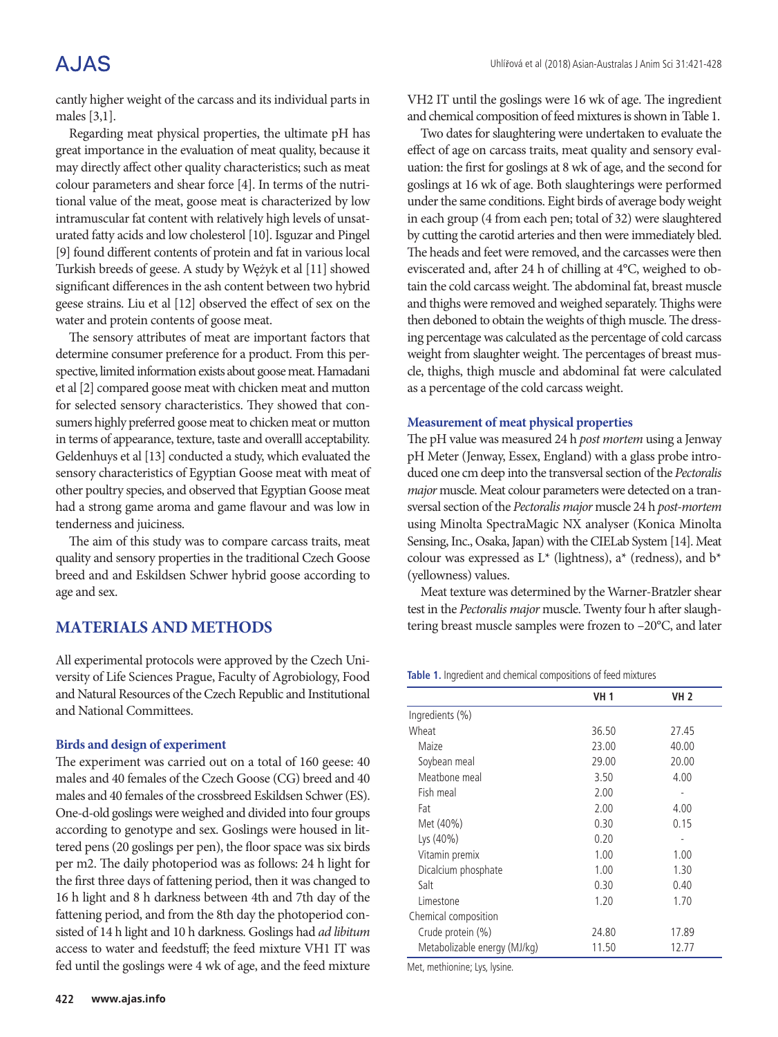cantly higher weight of the carcass and its individual parts in males [3,1].

Regarding meat physical properties, the ultimate pH has great importance in the evaluation of meat quality, because it may directly affect other quality characteristics; such as meat colour parameters and shear force [4]. In terms of the nutritional value of the meat, goose meat is characterized by low intramuscular fat content with relatively high levels of unsaturated fatty acids and low cholesterol [10]. Isguzar and Pingel [9] found different contents of protein and fat in various local Turkish breeds of geese. A study by Wężyk et al [11] showed significant differences in the ash content between two hybrid geese strains. Liu et al [12] observed the effect of sex on the water and protein contents of goose meat.

The sensory attributes of meat are important factors that determine consumer preference for a product. From this perspective, limited information exists about goose meat. Hamadani et al [2] compared goose meat with chicken meat and mutton for selected sensory characteristics. They showed that consumers highly preferred goose meat to chicken meat or mutton in terms of appearance, texture, taste and overalll acceptability. Geldenhuys et al [13] conducted a study, which evaluated the sensory characteristics of Egyptian Goose meat with meat of other poultry species, and observed that Egyptian Goose meat had a strong game aroma and game flavour and was low in tenderness and juiciness.

The aim of this study was to compare carcass traits, meat quality and sensory properties in the traditional Czech Goose breed and and Eskildsen Schwer hybrid goose according to age and sex.

## MATERIALS AND METHODS

All experimental protocols were approved by the Czech University of Life Sciences Prague, Faculty of Agrobiology, Food and Natural Resources of the Czech Republic and Institutional and National Committees.

### Birds and design of experiment

The experiment was carried out on a total of 160 geese: 40 males and 40 females of the Czech Goose (CG) breed and 40 males and 40 females of the crossbreed Eskildsen Schwer (ES). One-d-old goslings were weighed and divided into four groups according to genotype and sex. Goslings were housed in littered pens (20 goslings per pen), the floor space was six birds per m2. The daily photoperiod was as follows: 24 h light for the first three days of fattening period, then it was changed to 16 h light and 8 h darkness between 4th and 7th day of the fattening period, and from the 8th day the photoperiod consisted of 14 h light and 10 h darkness. Goslings had *ad libitum* access to water and feedstuff; the feed mixture VH1 IT was fed until the goslings were 4 wk of age, and the feed mixture VH2 IT until the goslings were 16 wk of age. The ingredient and chemical composition of feed mixtures is shown in Table 1.

Two dates for slaughtering were undertaken to evaluate the effect of age on carcass traits, meat quality and sensory evaluation: the first for goslings at 8 wk of age, and the second for goslings at 16 wk of age. Both slaughterings were performed under the same conditions. Eight birds of average body weight in each group (4 from each pen; total of 32) were slaughtered by cutting the carotid arteries and then were immediately bled. The heads and feet were removed, and the carcasses were then eviscerated and, after 24 h of chilling at 4°C, weighed to obtain the cold carcass weight. The abdominal fat, breast muscle and thighs were removed and weighed separately. Thighs were then deboned to obtain the weights of thigh muscle. The dressing percentage was calculated as the percentage of cold carcass weight from slaughter weight. The percentages of breast muscle, thighs, thigh muscle and abdominal fat were calculated as a percentage of the cold carcass weight.

### Measurement of meat physical properties

The pH value was measured 24 h *post mortem* using a Jenway pH Meter (Jenway, Essex, England) with a glass probe introduced one cm deep into the transversal section of the *Pectoralis major* muscle. Meat colour parameters were detected on a transversal section of the *Pectoralis major* muscle 24 h *post-mortem* using Minolta SpectraMagic NX analyser (Konica Minolta Sensing, Inc., Osaka, Japan) with the CIELab System [14]. Meat colour was expressed as L* (lightness), a* (redness), and b* (yellowness) values.

Meat texture was determined by the Warner-Bratzler shear test in the *Pectoralis major* muscle. Twenty four h after slaughtering breast muscle samples were frozen to –20°C, and later

**Table 1.** Ingredient and chemical compositions of feed mixtures

| | VH 1 | VH 2 |
|---|---|---|
| Ingredients (%) | | |
| Wheat | 36.50 | 27.45 |
| Maize | 23.00 | 40.00 |
| Soybean meal | 29.00 | 20.00 |
| Meatbone meal | 3.50 | 4.00 |
| Fish meal | 2.00 | - |
| Fat | 2.00 | 4.00 |
| Met (40%) | 0.30 | 0.15 |
| Lys (40%) | 0.20 | - |
| Vitamin premix | 1.00 | 1.00 |
| Dicalcium phosphate | 1.00 | 1.30 |
| Salt | 0.30 | 0.40 |
| Limestone | 1.20 | 1.70 |
| Chemical composition | | |
| Crude protein (%) | 24.80 | 17.89 |
| Metabolizable energy (MJ/kg) | 11.50 | 12.77 |

Met, methionine; Lys, lysine.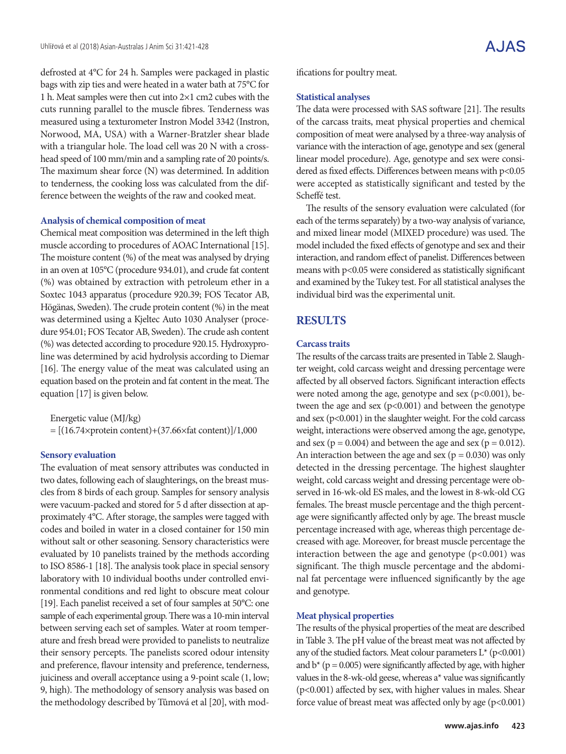defrosted at 4°C for 24 h. Samples were packaged in plastic bags with zip ties and were heated in a water bath at 75°C for 1 h. Meat samples were then cut into 2×1 cm2 cubes with the cuts running parallel to the muscle fibres. Tenderness was measured using a texturometer Instron Model 3342 (Instron, Norwood, MA, USA) with a Warner-Bratzler shear blade with a triangular hole. The load cell was 20 N with a crosshead speed of 100 mm/min and a sampling rate of 20 points/s. The maximum shear force (N) was determined. In addition to tenderness, the cooking loss was calculated from the difference between the weights of the raw and cooked meat.

### Analysis of chemical composition of meat

Chemical meat composition was determined in the left thigh muscle according to procedures of AOAC International [15]. The moisture content (%) of the meat was analysed by drying in an oven at 105°C (procedure 934.01), and crude fat content (%) was obtained by extraction with petroleum ether in a Soxtec 1043 apparatus (procedure 920.39; FOS Tecator AB, Högänas, Sweden). The crude protein content (%) in the meat was determined using a Kjeltec Auto 1030 Analyser (procedure 954.01; FOS Tecator AB, Sweden). The crude ash content (%) was detected according to procedure 920.15. Hydroxyproline was determined by acid hydrolysis according to Diemar [16]. The energy value of the meat was calculated using an equation based on the protein and fat content in the meat. The equation [17] is given below.

$$\text{Energetic value (MJ/kg)} = [(16.74\times\text{protein content})+(37.66\times\text{fat content})]/1{,}000$$

### Sensory evaluation

The evaluation of meat sensory attributes was conducted in two dates, following each of slaughterings, on the breast muscles from 8 birds of each group. Samples for sensory analysis were vacuum-packed and stored for 5 d after dissection at approximately 4°C. After storage, the samples were tagged with codes and boiled in water in a closed container for 150 min without salt or other seasoning. Sensory characteristics were evaluated by 10 panelists trained by the methods according to ISO 8586-1 [18]. The analysis took place in special sensory laboratory with 10 individual booths under controlled environmental conditions and red light to obscure meat colour [19]. Each panelist received a set of four samples at 50°C: one sample of each experimental group. There was a 10-min interval between serving each set of samples. Water at room temperature and fresh bread were provided to panelists to neutralize their sensory percepts. The panelists scored odour intensity and preference, flavour intensity and preference, tenderness, juiciness and overall acceptance using a 9-point scale (1, low; 9, high). The methodology of sensory analysis was based on the methodology described by Tůmová et al [20], with modifications for poultry meat.

### Statistical analyses

The data were processed with SAS software [21]. The results of the carcass traits, meat physical properties and chemical composition of meat were analysed by a three-way analysis of variance with the interaction of age, genotype and sex (general linear model procedure). Age, genotype and sex were considered as fixed effects. Differences between means with $p<0.05$ were accepted as statistically significant and tested by the Scheffé test.

The results of the sensory evaluation were calculated (for each of the terms separately) by a two-way analysis of variance, and mixed linear model (MIXED procedure) was used. The model included the fixed effects of genotype and sex and their interaction, and random effect of panelist. Differences between means with $p<0.05$ were considered as statistically significant and examined by the Tukey test. For all statistical analyses the individual bird was the experimental unit.

## RESULTS

### Carcass traits

The results of the carcass traits are presented in Table 2. Slaughter weight, cold carcass weight and dressing percentage were affected by all observed factors. Significant interaction effects were noted among the age, genotype and sex ($p<0.001$), between the age and sex ($p<0.001$) and between the genotype and sex ($p<0.001$) in the slaughter weight. For the cold carcass weight, interactions were observed among the age, genotype, and sex ($p = 0.004$) and between the age and sex ($p = 0.012$). An interaction between the age and sex ($p = 0.030$) was only detected in the dressing percentage. The highest slaughter weight, cold carcass weight and dressing percentage were observed in 16-wk-old ES males, and the lowest in 8-wk-old CG females. The breast muscle percentage and the thigh percentage were significantly affected only by age. The breast muscle percentage increased with age, whereas thigh percentage decreased with age. Moreover, for breast muscle percentage the interaction between the age and genotype ($p<0.001$) was significant. The thigh muscle percentage and the abdominal fat percentage were influenced significantly by the age and genotype.

### Meat physical properties

The results of the physical properties of the meat are described in Table 3. The pH value of the breast meat was not affected by any of the studied factors. Meat colour parameters L* ($p<0.001$) and b* ($p = 0.005$) were significantly affected by age, with higher values in the 8-wk-old geese, whereas a* value was significantly ($p<0.001$) affected by sex, with higher values in males. Shear force value of breast meat was affected only by age ($p<0.001$)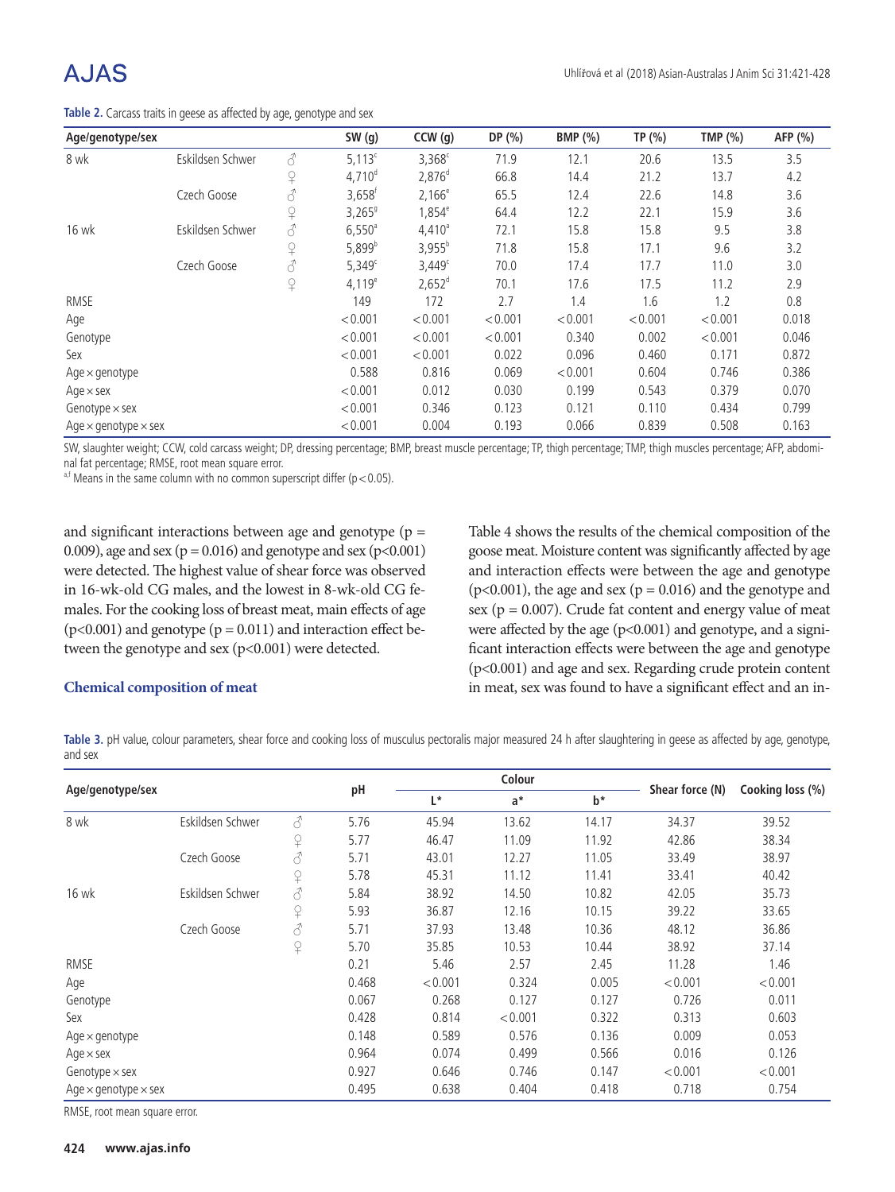**Table 2.** Carcass traits in geese as affected by age, genotype and sex

| Age/genotype/sex | | | SW (g) | CCW (g) | DP (%) | BMP (%) | TP (%) | TMP (%) | AFP (%) |
|---|---|---|---|---|---|---|---|---|---|
| 8 wk | Eskildsen Schwer | ♂ | 5,113[c] | 3,368[c] | 71.9 | 12.1 | 20.6 | 13.5 | 3.5 |
| | | ♀ | 4,710[d] | 2,876[d] | 66.8 | 14.4 | 21.2 | 13.7 | 4.2 |
| | Czech Goose | ♂ | 3,658[f] | 2,166[e] | 65.5 | 12.4 | 22.6 | 14.8 | 3.6 |
| | | ♀ | 3,265[g] | 1,854[e] | 64.4 | 12.2 | 22.1 | 15.9 | 3.6 |
| 16 wk | Eskildsen Schwer | ♂ | 6,550[a] | 4,410[a] | 72.1 | 15.8 | 15.8 | 9.5 | 3.8 |
| | | ♀ | 5,899[b] | 3,955[b] | 71.8 | 15.8 | 17.1 | 9.6 | 3.2 |
| | Czech Goose | ♂ | 5,349[c] | 3,449[c] | 70.0 | 17.4 | 17.7 | 11.0 | 3.0 |
| | | ♀ | 4,119[e] | 2,652[d] | 70.1 | 17.6 | 17.5 | 11.2 | 2.9 |
| RMSE | | | 149 | 172 | 2.7 | 1.4 | 1.6 | 1.2 | 0.8 |
| Age | | | <0.001 | <0.001 | <0.001 | <0.001 | <0.001 | <0.001 | 0.018 |
| Genotype | | | <0.001 | <0.001 | <0.001 | 0.340 | 0.002 | <0.001 | 0.046 |
| Sex | | | <0.001 | <0.001 | 0.022 | 0.096 | 0.460 | 0.171 | 0.872 |
| Age × genotype | | | 0.588 | 0.816 | 0.069 | <0.001 | 0.604 | 0.746 | 0.386 |
| Age × sex | | | <0.001 | 0.012 | 0.030 | 0.199 | 0.543 | 0.379 | 0.070 |
| Genotype × sex | | | <0.001 | 0.346 | 0.123 | 0.121 | 0.110 | 0.434 | 0.799 |
| Age × genotype × sex | | | <0.001 | 0.004 | 0.193 | 0.066 | 0.839 | 0.508 | 0.163 |

SW, slaughter weight; CCW, cold carcass weight; DP, dressing percentage; BMP, breast muscle percentage; TP, thigh percentage; TMP, thigh muscles percentage; AFP, abdominal fat percentage; RMSE, root mean square error.
[a-f] Means in the same column with no common superscript differ ($p<0.05$).

and significant interactions between age and genotype ($p = 0.009$), age and sex ($p = 0.016$) and genotype and sex ($p<0.001$) were detected. The highest value of shear force was observed in 16-wk-old CG males, and the lowest in 8-wk-old CG females. For the cooking loss of breast meat, main effects of age ($p<0.001$) and genotype ($p = 0.011$) and interaction effect between the genotype and sex ($p<0.001$) were detected.

## Chemical composition of meat

Table 4 shows the results of the chemical composition of the goose meat. Moisture content was significantly affected by age and interaction effects were between the age and genotype ($p<0.001$), the age and sex ($p = 0.016$) and the genotype and sex ($p = 0.007$). Crude fat content and energy value of meat were affected by the age ($p<0.001$) and genotype, and a significant interaction effects were between the age and genotype ($p<0.001$) and age and sex. Regarding crude protein content in meat, sex was found to have a significant effect and an in-

**Table 3.** pH value, colour parameters, shear force and cooking loss of musculus pectoralis major measured 24 h after slaughtering in geese as affected by age, genotype, and sex

| Age/genotype/sex | | | pH | Colour | | | Shear force (N) | Cooking loss (%) |
|---|---|---|---|---|---|---|---|---|
| | | | | L* | a* | b* | | |
| 8 wk | Eskildsen Schwer | ♂ | 5.76 | 45.94 | 13.62 | 14.17 | 34.37 | 39.52 |
| | | ♀ | 5.77 | 46.47 | 11.09 | 11.92 | 42.86 | 38.34 |
| | Czech Goose | ♂ | 5.71 | 43.01 | 12.27 | 11.05 | 33.49 | 38.97 |
| | | ♀ | 5.78 | 45.31 | 11.12 | 11.41 | 33.41 | 40.42 |
| 16 wk | Eskildsen Schwer | ♂ | 5.84 | 38.92 | 14.50 | 10.82 | 42.05 | 35.73 |
| | | ♀ | 5.93 | 36.87 | 12.16 | 10.15 | 39.22 | 33.65 |
| | Czech Goose | ♂ | 5.71 | 37.93 | 13.48 | 10.36 | 48.12 | 36.86 |
| | | ♀ | 5.70 | 35.85 | 10.53 | 10.44 | 38.92 | 37.14 |
| RMSE | | | 0.21 | 5.46 | 2.57 | 2.45 | 11.28 | 1.46 |
| Age | | | 0.468 | <0.001 | 0.324 | 0.005 | <0.001 | <0.001 |
| Genotype | | | 0.067 | 0.268 | 0.127 | 0.127 | 0.726 | 0.011 |
| Sex | | | 0.428 | 0.814 | <0.001 | 0.322 | 0.313 | 0.603 |
| Age × genotype | | | 0.148 | 0.589 | 0.576 | 0.136 | 0.009 | 0.053 |
| Age × sex | | | 0.964 | 0.074 | 0.499 | 0.566 | 0.016 | 0.126 |
| Genotype × sex | | | 0.927 | 0.646 | 0.746 | 0.147 | <0.001 | <0.001 |
| Age × genotype × sex | | | 0.495 | 0.638 | 0.404 | 0.418 | 0.718 | 0.754 |

RMSE, root mean square error.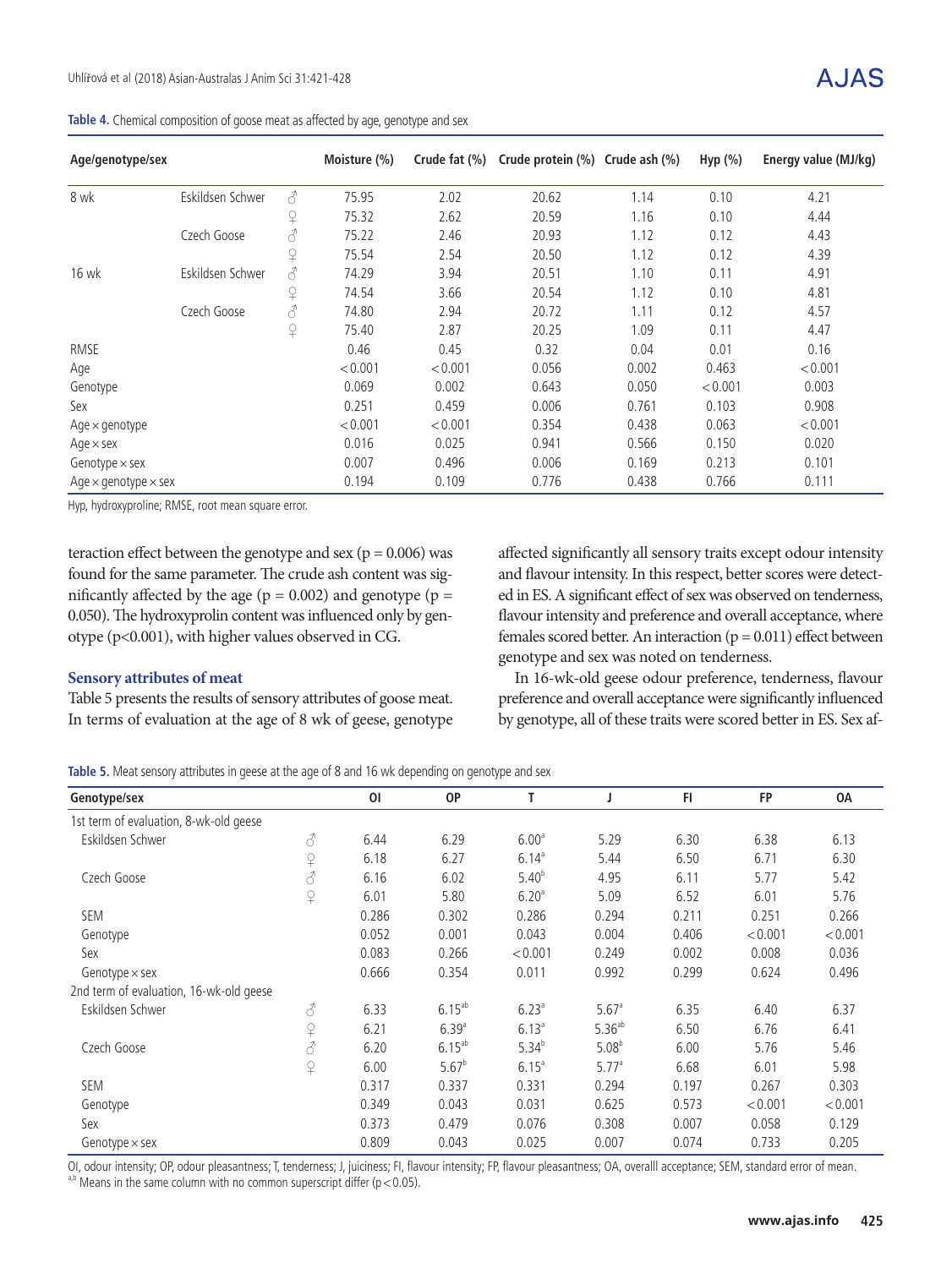**Table 4.** Chemical composition of goose meat as affected by age, genotype and sex

| Age/genotype/sex | | | Moisture (%) | Crude fat (%) | Crude protein (%) | Crude ash (%) | Hyp (%) | Energy value (MJ/kg) |
|---|---|---|---|---|---|---|---|---|
| 8 wk | Eskildsen Schwer | ♂ | 75.95 | 2.02 | 20.62 | 1.14 | 0.10 | 4.21 |
| | | ♀ | 75.32 | 2.62 | 20.59 | 1.16 | 0.10 | 4.44 |
| | Czech Goose | ♂ | 75.22 | 2.46 | 20.93 | 1.12 | 0.12 | 4.43 |
| | | ♀ | 75.54 | 2.54 | 20.50 | 1.12 | 0.12 | 4.39 |
| 16 wk | Eskildsen Schwer | ♂ | 74.29 | 3.94 | 20.51 | 1.10 | 0.11 | 4.91 |
| | | ♀ | 74.54 | 3.66 | 20.54 | 1.12 | 0.10 | 4.81 |
| | Czech Goose | ♂ | 74.80 | 2.94 | 20.72 | 1.11 | 0.12 | 4.57 |
| | | ♀ | 75.40 | 2.87 | 20.25 | 1.09 | 0.11 | 4.47 |
| RMSE | | | 0.46 | 0.45 | 0.32 | 0.04 | 0.01 | 0.16 |
| Age | | | < 0.001 | < 0.001 | 0.056 | 0.002 | 0.463 | < 0.001 |
| Genotype | | | 0.069 | 0.002 | 0.643 | 0.050 | < 0.001 | 0.003 |
| Sex | | | 0.251 | 0.459 | 0.006 | 0.761 | 0.103 | 0.908 |
| Age × genotype | | | < 0.001 | < 0.001 | 0.354 | 0.438 | 0.063 | < 0.001 |
| Age × sex | | | 0.016 | 0.025 | 0.941 | 0.566 | 0.150 | 0.020 |
| Genotype × sex | | | 0.007 | 0.496 | 0.006 | 0.169 | 0.213 | 0.101 |
| Age × genotype × sex | | | 0.194 | 0.109 | 0.776 | 0.438 | 0.766 | 0.111 |

Hyp, hydroxyproline; RMSE, root mean square error.

teraction effect between the genotype and sex (p = 0.006) was found for the same parameter. The crude ash content was significantly affected by the age (p = 0.002) and genotype (p = 0.050). The hydroxyprolin content was influenced only by genotype (p<0.001), with higher values observed in CG.

### Sensory attributes of meat

Table 5 presents the results of sensory attributes of goose meat. In terms of evaluation at the age of 8 wk of geese, genotype affected significantly all sensory traits except odour intensity and flavour intensity. In this respect, better scores were detected in ES. A significant effect of sex was observed on tenderness, flavour intensity and preference and overall acceptance, where females scored better. An interaction (p = 0.011) effect between genotype and sex was noted on tenderness.

In 16-wk-old geese odour preference, tenderness, flavour preference and overall acceptance were significantly influenced by genotype, all of these traits were scored better in ES. Sex af-

**Table 5.** Meat sensory attributes in geese at the age of 8 and 16 wk depending on genotype and sex

| Genotype/sex | | OI | OP | T | J | FI | FP | OA |
|---|---|---|---|---|---|---|---|---|
| 1st term of evaluation, 8-wk-old geese | | | | | | | | |
| Eskildsen Schwer | ♂ | 6.44 | 6.29 | 6.00[a] | 5.29 | 6.30 | 6.38 | 6.13 |
| | ♀ | 6.18 | 6.27 | 6.14[a] | 5.44 | 6.50 | 6.71 | 6.30 |
| Czech Goose | ♂ | 6.16 | 6.02 | 5.40[b] | 4.95 | 6.11 | 5.77 | 5.42 |
| | ♀ | 6.01 | 5.80 | 6.20[a] | 5.09 | 6.52 | 6.01 | 5.76 |
| SEM | | 0.286 | 0.302 | 0.286 | 0.294 | 0.211 | 0.251 | 0.266 |
| Genotype | | 0.052 | 0.001 | 0.043 | 0.004 | 0.406 | < 0.001 | < 0.001 |
| Sex | | 0.083 | 0.266 | < 0.001 | 0.249 | 0.002 | 0.008 | 0.036 |
| Genotype × sex | | 0.666 | 0.354 | 0.011 | 0.992 | 0.299 | 0.624 | 0.496 |
| 2nd term of evaluation, 16-wk-old geese | | | | | | | | |
| Eskildsen Schwer | ♂ | 6.33 | 6.15[ab] | 6.23[a] | 5.67[a] | 6.35 | 6.40 | 6.37 |
| | ♀ | 6.21 | 6.39[a] | 6.13[a] | 5.36[ab] | 6.50 | 6.76 | 6.41 |
| Czech Goose | ♂ | 6.20 | 6.15[ab] | 5.34[b] | 5.08[b] | 6.00 | 5.76 | 5.46 |
| | ♀ | 6.00 | 5.67[b] | 6.15[a] | 5.77[a] | 6.68 | 6.01 | 5.98 |
| SEM | | 0.317 | 0.337 | 0.331 | 0.294 | 0.197 | 0.267 | 0.303 |
| Genotype | | 0.349 | 0.043 | 0.031 | 0.625 | 0.573 | < 0.001 | < 0.001 |
| Sex | | 0.373 | 0.479 | 0.076 | 0.308 | 0.007 | 0.058 | 0.129 |
| Genotype × sex | | 0.809 | 0.043 | 0.025 | 0.007 | 0.074 | 0.733 | 0.205 |

OI, odour intensity; OP, odour pleasantness; T, tenderness; J, juiciness; FI, flavour intensity; FP, flavour pleasantness; OA, overalll acceptance; SEM, standard error of mean.
[a,b] Means in the same column with no common superscript differ (p < 0.05).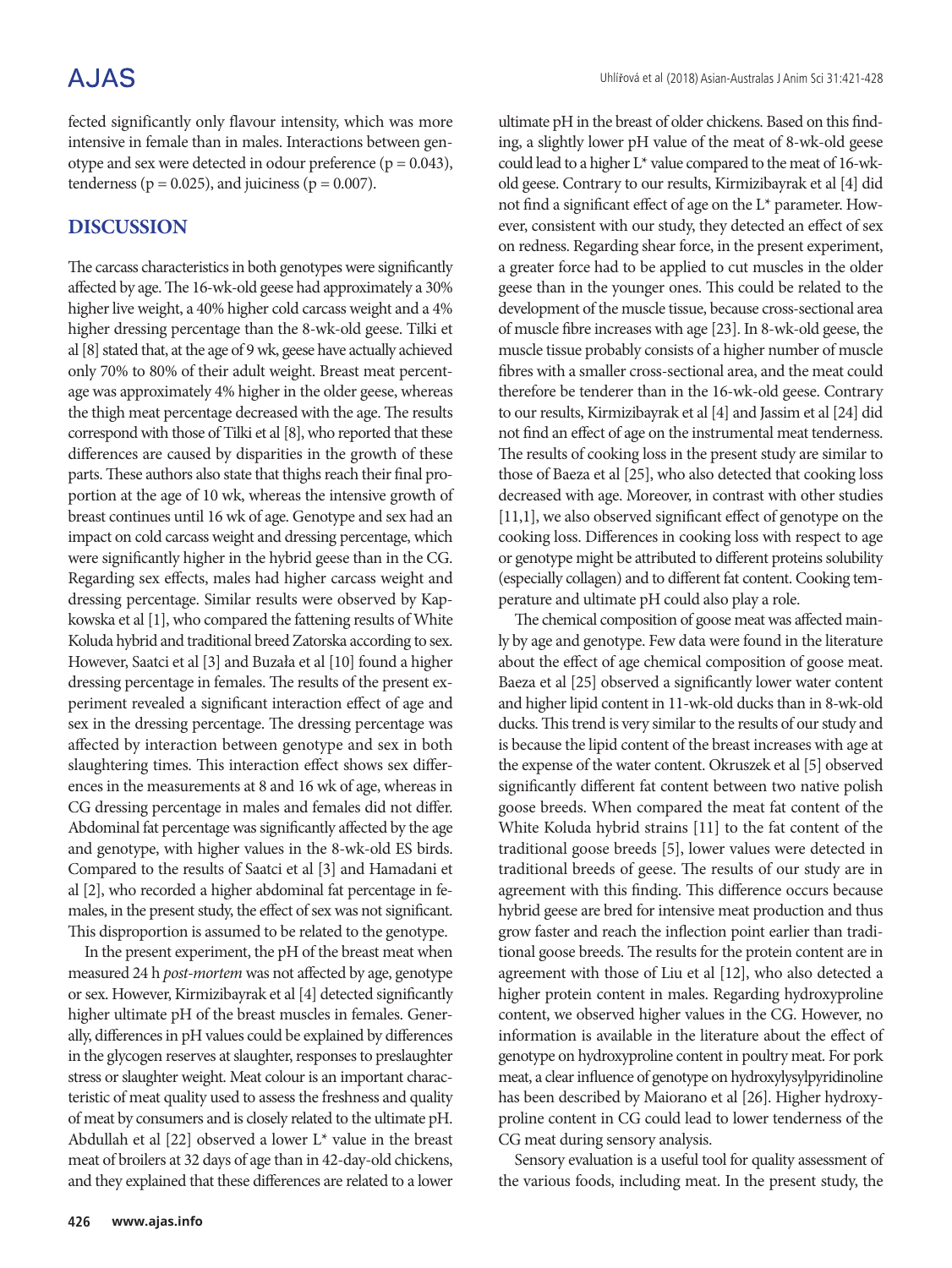fected significantly only flavour intensity, which was more intensive in female than in males. Interactions between genotype and sex were detected in odour preference ($p = 0.043$), tenderness ($p = 0.025$), and juiciness ($p = 0.007$).

## DISCUSSION

The carcass characteristics in both genotypes were significantly affected by age. The 16-wk-old geese had approximately a 30% higher live weight, a 40% higher cold carcass weight and a 4% higher dressing percentage than the 8-wk-old geese. Tilki et al [8] stated that, at the age of 9 wk, geese have actually achieved only 70% to 80% of their adult weight. Breast meat percentage was approximately 4% higher in the older geese, whereas the thigh meat percentage decreased with the age. The results correspond with those of Tilki et al [8], who reported that these differences are caused by disparities in the growth of these parts. These authors also state that thighs reach their final proportion at the age of 10 wk, whereas the intensive growth of breast continues until 16 wk of age. Genotype and sex had an impact on cold carcass weight and dressing percentage, which were significantly higher in the hybrid geese than in the CG. Regarding sex effects, males had higher carcass weight and dressing percentage. Similar results were observed by Kapkowska et al [1], who compared the fattening results of White Koluda hybrid and traditional breed Zatorska according to sex. However, Saatci et al [3] and Buzała et al [10] found a higher dressing percentage in females. The results of the present experiment revealed a significant interaction effect of age and sex in the dressing percentage. The dressing percentage was affected by interaction between genotype and sex in both slaughtering times. This interaction effect shows sex differences in the measurements at 8 and 16 wk of age, whereas in CG dressing percentage in males and females did not differ. Abdominal fat percentage was significantly affected by the age and genotype, with higher values in the 8-wk-old ES birds. Compared to the results of Saatci et al [3] and Hamadani et al [2], who recorded a higher abdominal fat percentage in females, in the present study, the effect of sex was not significant. This disproportion is assumed to be related to the genotype.

In the present experiment, the pH of the breast meat when measured 24 h *post-mortem* was not affected by age, genotype or sex. However, Kirmizibayrak et al [4] detected significantly higher ultimate pH of the breast muscles in females. Generally, differences in pH values could be explained by differences in the glycogen reserves at slaughter, responses to preslaughter stress or slaughter weight. Meat colour is an important characteristic of meat quality used to assess the freshness and quality of meat by consumers and is closely related to the ultimate pH. Abdullah et al [22] observed a lower L* value in the breast meat of broilers at 32 days of age than in 42-day-old chickens, and they explained that these differences are related to a lower ultimate pH in the breast of older chickens. Based on this finding, a slightly lower pH value of the meat of 8-wk-old geese could lead to a higher L* value compared to the meat of 16-wk-old geese. Contrary to our results, Kirmizibayrak et al [4] did not find a significant effect of age on the L* parameter. However, consistent with our study, they detected an effect of sex on redness. Regarding shear force, in the present experiment, a greater force had to be applied to cut muscles in the older geese than in the younger ones. This could be related to the development of the muscle tissue, because cross-sectional area of muscle fibre increases with age [23]. In 8-wk-old geese, the muscle tissue probably consists of a higher number of muscle fibres with a smaller cross-sectional area, and the meat could therefore be tenderer than in the 16-wk-old geese. Contrary to our results, Kirmizibayrak et al [4] and Jassim et al [24] did not find an effect of age on the instrumental meat tenderness. The results of cooking loss in the present study are similar to those of Baeza et al [25], who also detected that cooking loss decreased with age. Moreover, in contrast with other studies [11,1], we also observed significant effect of genotype on the cooking loss. Differences in cooking loss with respect to age or genotype might be attributed to different proteins solubility (especially collagen) and to different fat content. Cooking temperature and ultimate pH could also play a role.

The chemical composition of goose meat was affected mainly by age and genotype. Few data were found in the literature about the effect of age chemical composition of goose meat. Baeza et al [25] observed a significantly lower water content and higher lipid content in 11-wk-old ducks than in 8-wk-old ducks. This trend is very similar to the results of our study and is because the lipid content of the breast increases with age at the expense of the water content. Okruszek et al [5] observed significantly different fat content between two native polish goose breeds. When compared the meat fat content of the White Koluda hybrid strains [11] to the fat content of the traditional goose breeds [5], lower values were detected in traditional breeds of geese. The results of our study are in agreement with this finding. This difference occurs because hybrid geese are bred for intensive meat production and thus grow faster and reach the inflection point earlier than traditional goose breeds. The results for the protein content are in agreement with those of Liu et al [12], who also detected a higher protein content in males. Regarding hydroxyproline content, we observed higher values in the CG. However, no information is available in the literature about the effect of genotype on hydroxyproline content in poultry meat. For pork meat, a clear influence of genotype on hydroxylysylpyridinoline has been described by Maiorano et al [26]. Higher hydroxyproline content in CG could lead to lower tenderness of the CG meat during sensory analysis.

Sensory evaluation is a useful tool for quality assessment of the various foods, including meat. In the present study, the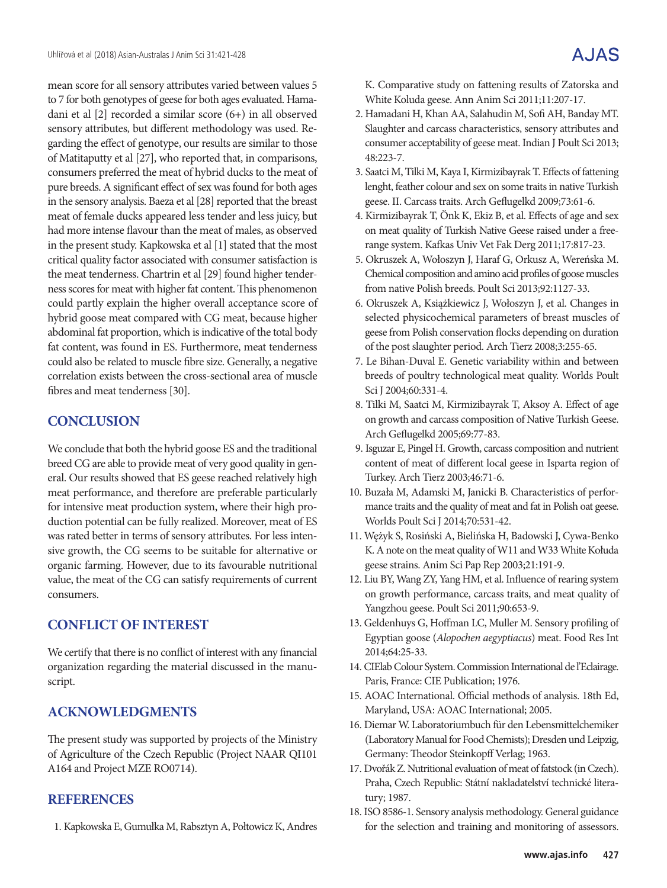mean score for all sensory attributes varied between values 5 to 7 for both genotypes of geese for both ages evaluated. Hamadani et al [2] recorded a similar score (6+) in all observed sensory attributes, but different methodology was used. Regarding the effect of genotype, our results are similar to those of Matitaputty et al [27], who reported that, in comparisons, consumers preferred the meat of hybrid ducks to the meat of pure breeds. A significant effect of sex was found for both ages in the sensory analysis. Baeza et al [28] reported that the breast meat of female ducks appeared less tender and less juicy, but had more intense flavour than the meat of males, as observed in the present study. Kapkowska et al [1] stated that the most critical quality factor associated with consumer satisfaction is the meat tenderness. Chartrin et al [29] found higher tenderness scores for meat with higher fat content. This phenomenon could partly explain the higher overall acceptance score of hybrid goose meat compared with CG meat, because higher abdominal fat proportion, which is indicative of the total body fat content, was found in ES. Furthermore, meat tenderness could also be related to muscle fibre size. Generally, a negative correlation exists between the cross-sectional area of muscle fibres and meat tenderness [30].

## CONCLUSION

We conclude that both the hybrid goose ES and the traditional breed CG are able to provide meat of very good quality in general. Our results showed that ES geese reached relatively high meat performance, and therefore are preferable particularly for intensive meat production system, where their high production potential can be fully realized. Moreover, meat of ES was rated better in terms of sensory attributes. For less intensive growth, the CG seems to be suitable for alternative or organic farming. However, due to its favourable nutritional value, the meat of the CG can satisfy requirements of current consumers.

## CONFLICT OF INTEREST

We certify that there is no conflict of interest with any financial organization regarding the material discussed in the manuscript.

## ACKNOWLEDGMENTS

The present study was supported by projects of the Ministry of Agriculture of the Czech Republic (Project NAAR QI101 A164 and Project MZE RO0714).

## REFERENCES

1. Kapkowska E, Gumułka M, Rabsztyn A, Połtowicz K, Andres K. Comparative study on fattening results of Zatorska and White Koluda geese. Ann Anim Sci 2011;11:207-17.
2. Hamadani H, Khan AA, Salahudin M, Sofi AH, Banday MT. Slaughter and carcass characteristics, sensory attributes and consumer acceptability of geese meat. Indian J Poult Sci 2013;48:223-7.
3. Saatci M, Tilki M, Kaya I, Kirmizibayrak T. Effects of fattening lenght, feather colour and sex on some traits in native Turkish geese. II. Carcass traits. Arch Geflugelkd 2009;73:61-6.
4. Kirmizibayrak T, Önk K, Ekiz B, et al. Effects of age and sex on meat quality of Turkish Native Geese raised under a free-range system. Kafkas Univ Vet Fak Derg 2011;17:817-23.
5. Okruszek A, Wołoszyn J, Haraf G, Orkusz A, Wereńska M. Chemical composition and amino acid profiles of goose muscles from native Polish breeds. Poult Sci 2013;92:1127-33.
6. Okruszek A, Książkiewicz J, Wołoszyn J, et al. Changes in selected physicochemical parameters of breast muscles of geese from Polish conservation flocks depending on duration of the post slaughter period. Arch Tierz 2008;3:255-65.
7. Le Bihan-Duval E. Genetic variability within and between breeds of poultry technological meat quality. Worlds Poult Sci J 2004;60:331-4.
8. Tilki M, Saatci M, Kirmizibayrak T, Aksoy A. Effect of age on growth and carcass composition of Native Turkish Geese. Arch Geflugelkd 2005;69:77-83.
9. Isguzar E, Pingel H. Growth, carcass composition and nutrient content of meat of different local geese in Isparta region of Turkey. Arch Tierz 2003;46:71-6.
10. Buzała M, Adamski M, Janicki B. Characteristics of performance traits and the quality of meat and fat in Polish oat geese. Worlds Poult Sci J 2014;70:531-42.
11. Węźyk S, Rosiński A, Bielińska H, Badowski J, Cywa-Benko K. A note on the meat quality of W11 and W33 White Kołuda geese strains. Anim Sci Pap Rep 2003;21:191-9.
12. Liu BY, Wang ZY, Yang HM, et al. Influence of rearing system on growth performance, carcass traits, and meat quality of Yangzhou geese. Poult Sci 2011;90:653-9.
13. Geldenhuys G, Hoffman LC, Muller M. Sensory profiling of Egyptian goose (*Alopochen aegyptiacus*) meat. Food Res Int 2014;64:25-33.
14. CIElab Colour System. Commission International de l'Eclairage. Paris, France: CIE Publication; 1976.
15. AOAC International. Official methods of analysis. 18th Ed, Maryland, USA: AOAC International; 2005.
16. Diemar W. Laboratoriumbuch für den Lebensmittelchemiker (Laboratory Manual for Food Chemists); Dresden und Leipzig, Germany: Theodor Steinkopff Verlag; 1963.
17. Dvořák Z. Nutritional evaluation of meat of fatstock (in Czech). Praha, Czech Republic: Státní nakladatelství technické literatury; 1987.
18. ISO 8586-1. Sensory analysis methodology. General guidance for the selection and training and monitoring of assessors.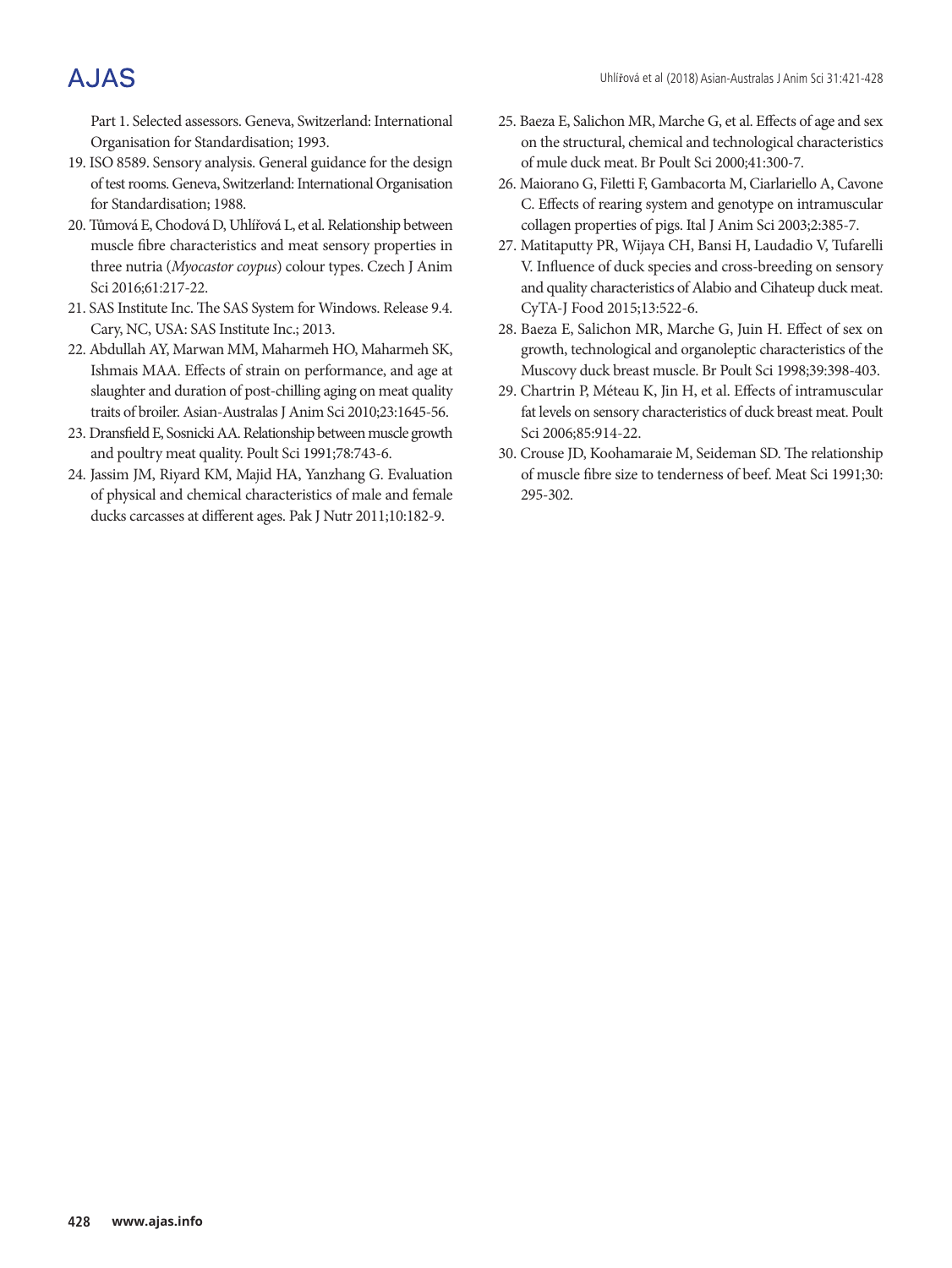Part 1. Selected assessors. Geneva, Switzerland: International Organisation for Standardisation; 1993.

19. ISO 8589. Sensory analysis. General guidance for the design of test rooms. Geneva, Switzerland: International Organisation for Standardisation; 1988.
20. Tůmová E, Chodová D, Uhlířová L, et al. Relationship between muscle fibre characteristics and meat sensory properties in three nutria (*Myocastor coypus*) colour types. Czech J Anim Sci 2016;61:217-22.
21. SAS Institute Inc. The SAS System for Windows. Release 9.4. Cary, NC, USA: SAS Institute Inc.; 2013.
22. Abdullah AY, Marwan MM, Maharmeh HO, Maharmeh SK, Ishmais MAA. Effects of strain on performance, and age at slaughter and duration of post-chilling aging on meat quality traits of broiler. Asian-Australas J Anim Sci 2010;23:1645-56.
23. Dransfield E, Sosnicki AA. Relationship between muscle growth and poultry meat quality. Poult Sci 1991;78:743-6.
24. Jassim JM, Riyard KM, Majid HA, Yanzhang G. Evaluation of physical and chemical characteristics of male and female ducks carcasses at different ages. Pak J Nutr 2011;10:182-9.
25. Baeza E, Salichon MR, Marche G, et al. Effects of age and sex on the structural, chemical and technological characteristics of mule duck meat. Br Poult Sci 2000;41:300-7.
26. Maiorano G, Filetti F, Gambacorta M, Ciarlariello A, Cavone C. Effects of rearing system and genotype on intramuscular collagen properties of pigs. Ital J Anim Sci 2003;2:385-7.
27. Matitaputty PR, Wijaya CH, Bansi H, Laudadio V, Tufarelli V. Influence of duck species and cross-breeding on sensory and quality characteristics of Alabio and Cihateup duck meat. CyTA-J Food 2015;13:522-6.
28. Baeza E, Salichon MR, Marche G, Juin H. Effect of sex on growth, technological and organoleptic characteristics of the Muscovy duck breast muscle. Br Poult Sci 1998;39:398-403.
29. Chartrin P, Méteau K, Jin H, et al. Effects of intramuscular fat levels on sensory characteristics of duck breast meat. Poult Sci 2006;85:914-22.
30. Crouse JD, Koohamaraie M, Seideman SD. The relationship of muscle fibre size to tenderness of beef. Meat Sci 1991;30: 295-302.